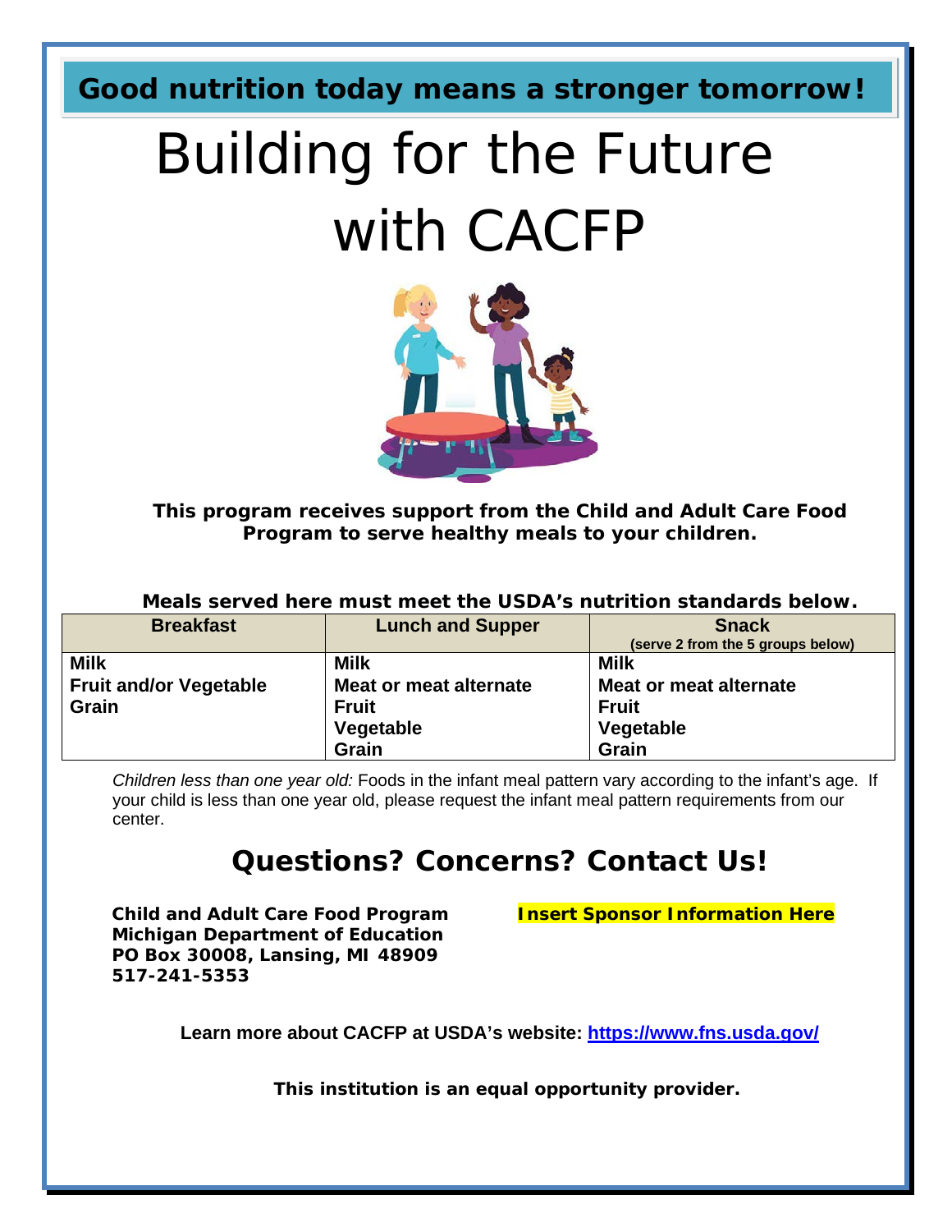**Good nutrition today means a stronger tomorrow!**

# Building for the Future with CACFP

**This program receives support from the Child and Adult Care Food Program to serve healthy meals to your children.**

**Meals served here must meet the USDA's nutrition standards below.**

| Breakfast | Lunch and Supper | Snack (serve 2 from the 5 groups below) |
|---|---|---|
| **Milk** | **Milk** | **Milk** |
| **Fruit and/or Vegetable** | **Meat or meat alternate** | **Meat or meat alternate** |
| **Grain** | **Fruit** | **Fruit** |
| | **Vegetable** | **Vegetable** |
| | **Grain** | **Grain** |

*Children less than one year old:* Foods in the infant meal pattern vary according to the infant's age. If your child is less than one year old, please request the infant meal pattern requirements from our center.

## Questions? Concerns? Contact Us!

**Child and Adult Care Food Program**
**Michigan Department of Education**
**PO Box 30008, Lansing, MI 48909**
**517-241-5353**

**Insert Sponsor Information Here**

**Learn more about CACFP at USDA's website: https://www.fns.usda.gov/**

**This institution is an equal opportunity provider.**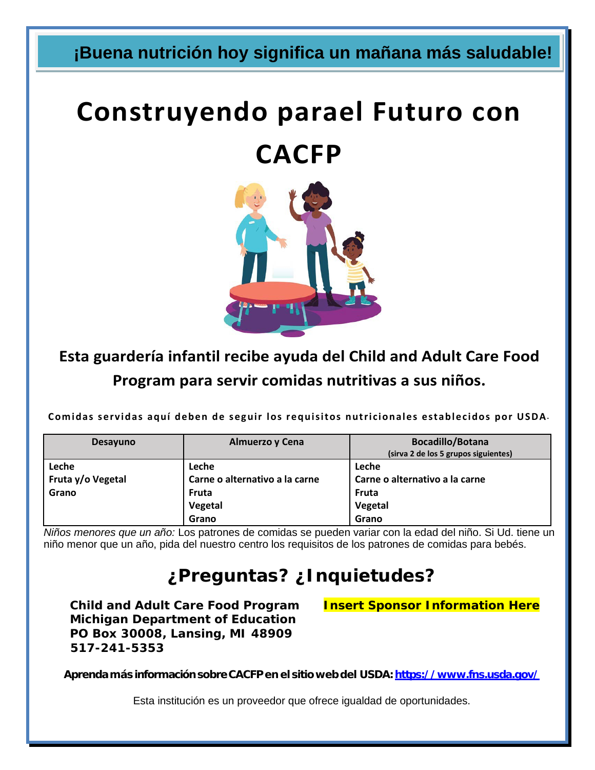**¡Buena nutrición hoy significa un mañana más saludable!**

# Construyendo parael Futuro con CACFP

## Esta guardería infantil recibe ayuda del Child and Adult Care Food Program para servir comidas nutritivas a sus niños.

**Comidas servidas aquí deben de seguir los requisitos nutricionales establecidos por USDA.**

| Desayuno | Almuerzo y Cena | Bocadillo/Botana (sirva 2 de los 5 grupos siguientes) |
|---|---|---|
| Leche | Leche | Leche |
| Fruta y/o Vegetal | Carne o alternativo a la carne | Carne o alternativo a la carne |
| Grano | Fruta | Fruta |
| | Vegetal | Vegetal |
| | Grano | Grano |

*Niños menores que un año:* Los patrones de comidas se pueden variar con la edad del niño. Si Ud. tiene un niño menor que un año, pida del nuestro centro los requisitos de los patrones de comidas para bebés.

## ¿Preguntas? ¿Inquietudes?

**Child and Adult Care Food Program**
**Michigan Department of Education**
**PO Box 30008, Lansing, MI 48909**
**517-241-5353**

**Insert Sponsor Information Here**

**Aprenda más información sobre CACFP en el sitio web del USDA: https://www.fns.usda.gov/**

Esta institución es un proveedor que ofrece igualdad de oportunidades.